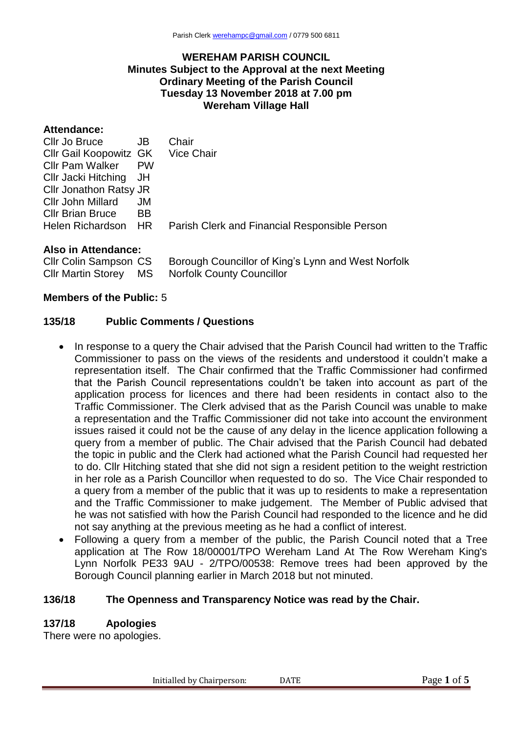# WEREHAM PARISH COUNCIL

## Minutes Subject to the Approval at the next Meeting
## Ordinary Meeting of the Parish Council
## Tuesday 13 November 2018 at 7.00 pm
## Wereham Village Hall

**Attendance:**

| | | |
|---|---|---|
| Cllr Jo Bruce | JB | Chair |
| Cllr Gail Koopowitz | GK | Vice Chair |
| Cllr Pam Walker | PW | |
| Cllr Jacki Hitching | JH | |
| Cllr Jonathon Ratsy | JR | |
| Cllr John Millard | JM | |
| Cllr Brian Bruce | BB | |
| Helen Richardson | HR | Parish Clerk and Financial Responsible Person |

**Also in Attendance:**

| | | |
|---|---|---|
| Cllr Colin Sampson | CS | Borough Councillor of King's Lynn and West Norfolk |
| Cllr Martin Storey | MS | Norfolk County Councillor |

**Members of the Public:** 5

**135/18 Public Comments / Questions**

- In response to a query the Chair advised that the Parish Council had written to the Traffic Commissioner to pass on the views of the residents and understood it couldn't make a representation itself. The Chair confirmed that the Traffic Commissioner had confirmed that the Parish Council representations couldn't be taken into account as part of the application process for licences and there had been residents in contact also to the Traffic Commissioner. The Clerk advised that as the Parish Council was unable to make a representation and the Traffic Commissioner did not take into account the environment issues raised it could not be the cause of any delay in the licence application following a query from a member of public. The Chair advised that the Parish Council had debated the topic in public and the Clerk had actioned what the Parish Council had requested her to do. Cllr Hitching stated that she did not sign a resident petition to the weight restriction in her role as a Parish Councillor when requested to do so. The Vice Chair responded to a query from a member of the public that it was up to residents to make a representation and the Traffic Commissioner to make judgement. The Member of Public advised that he was not satisfied with how the Parish Council had responded to the licence and he did not say anything at the previous meeting as he had a conflict of interest.
- Following a query from a member of the public, the Parish Council noted that a Tree application at The Row 18/00001/TPO Wereham Land At The Row Wereham King's Lynn Norfolk PE33 9AU - 2/TPO/00538: Remove trees had been approved by the Borough Council planning earlier in March 2018 but not minuted.

**136/18 The Openness and Transparency Notice was read by the Chair.**

**137/18 Apologies**

There were no apologies.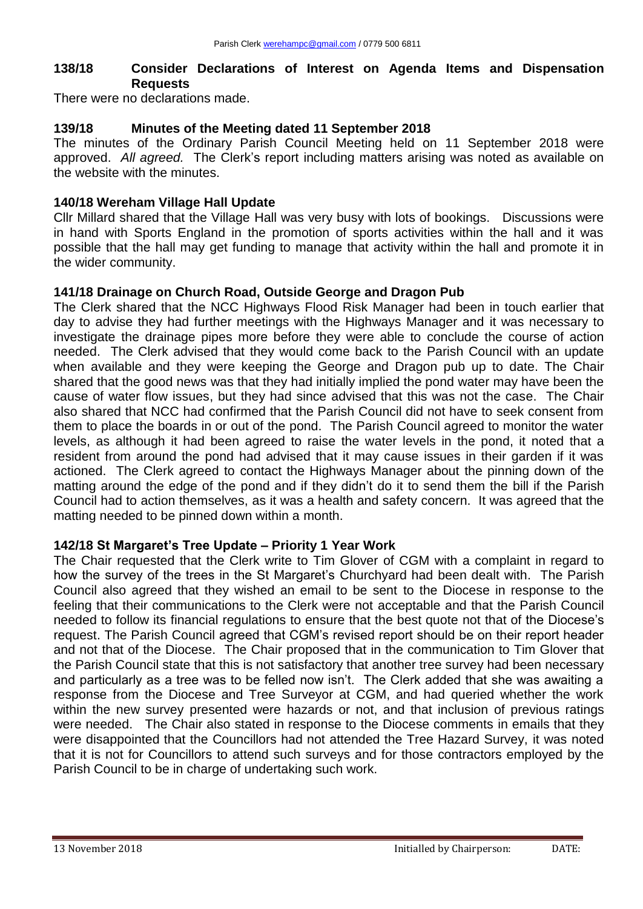## 138/18 Consider Declarations of Interest on Agenda Items and Dispensation Requests

There were no declarations made.

## 139/18 Minutes of the Meeting dated 11 September 2018

The minutes of the Ordinary Parish Council Meeting held on 11 September 2018 were approved. *All agreed.* The Clerk's report including matters arising was noted as available on the website with the minutes.

## 140/18 Wereham Village Hall Update

Cllr Millard shared that the Village Hall was very busy with lots of bookings. Discussions were in hand with Sports England in the promotion of sports activities within the hall and it was possible that the hall may get funding to manage that activity within the hall and promote it in the wider community.

## 141/18 Drainage on Church Road, Outside George and Dragon Pub

The Clerk shared that the NCC Highways Flood Risk Manager had been in touch earlier that day to advise they had further meetings with the Highways Manager and it was necessary to investigate the drainage pipes more before they were able to conclude the course of action needed. The Clerk advised that they would come back to the Parish Council with an update when available and they were keeping the George and Dragon pub up to date. The Chair shared that the good news was that they had initially implied the pond water may have been the cause of water flow issues, but they had since advised that this was not the case. The Chair also shared that NCC had confirmed that the Parish Council did not have to seek consent from them to place the boards in or out of the pond. The Parish Council agreed to monitor the water levels, as although it had been agreed to raise the water levels in the pond, it noted that a resident from around the pond had advised that it may cause issues in their garden if it was actioned. The Clerk agreed to contact the Highways Manager about the pinning down of the matting around the edge of the pond and if they didn't do it to send them the bill if the Parish Council had to action themselves, as it was a health and safety concern. It was agreed that the matting needed to be pinned down within a month.

## 142/18 St Margaret's Tree Update – Priority 1 Year Work

The Chair requested that the Clerk write to Tim Glover of CGM with a complaint in regard to how the survey of the trees in the St Margaret's Churchyard had been dealt with. The Parish Council also agreed that they wished an email to be sent to the Diocese in response to the feeling that their communications to the Clerk were not acceptable and that the Parish Council needed to follow its financial regulations to ensure that the best quote not that of the Diocese's request. The Parish Council agreed that CGM's revised report should be on their report header and not that of the Diocese. The Chair proposed that in the communication to Tim Glover that the Parish Council state that this is not satisfactory that another tree survey had been necessary and particularly as a tree was to be felled now isn't. The Clerk added that she was awaiting a response from the Diocese and Tree Surveyor at CGM, and had queried whether the work within the new survey presented were hazards or not, and that inclusion of previous ratings were needed. The Chair also stated in response to the Diocese comments in emails that they were disappointed that the Councillors had not attended the Tree Hazard Survey, it was noted that it is not for Councillors to attend such surveys and for those contractors employed by the Parish Council to be in charge of undertaking such work.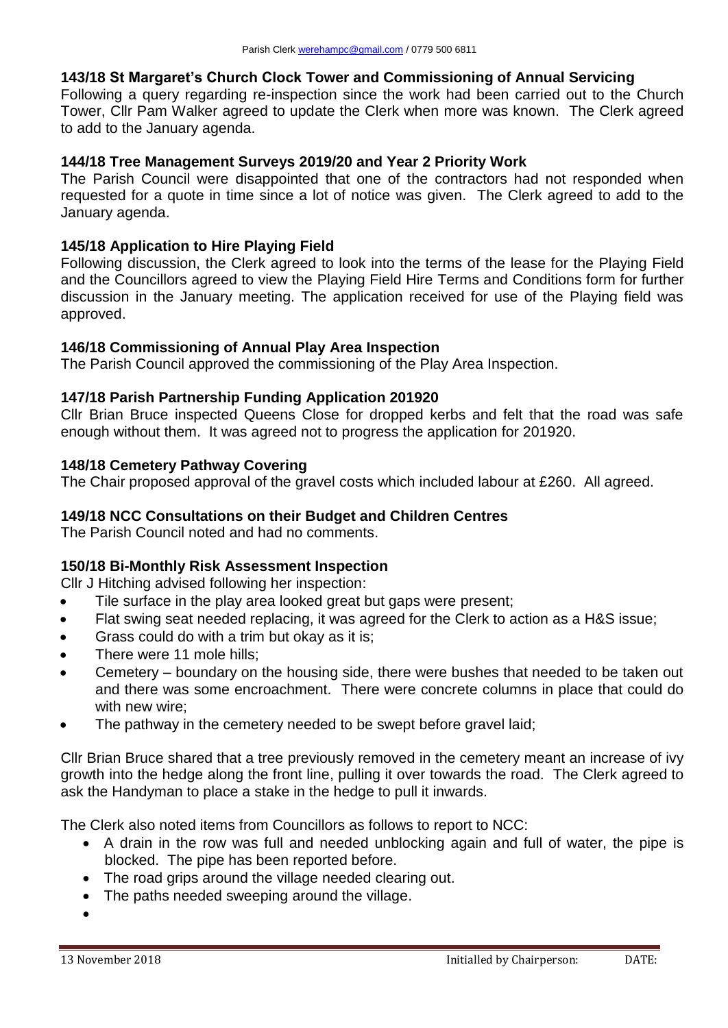### 143/18 St Margaret's Church Clock Tower and Commissioning of Annual Servicing

Following a query regarding re-inspection since the work had been carried out to the Church Tower, Cllr Pam Walker agreed to update the Clerk when more was known. The Clerk agreed to add to the January agenda.

### 144/18 Tree Management Surveys 2019/20 and Year 2 Priority Work

The Parish Council were disappointed that one of the contractors had not responded when requested for a quote in time since a lot of notice was given. The Clerk agreed to add to the January agenda.

### 145/18 Application to Hire Playing Field

Following discussion, the Clerk agreed to look into the terms of the lease for the Playing Field and the Councillors agreed to view the Playing Field Hire Terms and Conditions form for further discussion in the January meeting. The application received for use of the Playing field was approved.

### 146/18 Commissioning of Annual Play Area Inspection

The Parish Council approved the commissioning of the Play Area Inspection.

### 147/18 Parish Partnership Funding Application 201920

Cllr Brian Bruce inspected Queens Close for dropped kerbs and felt that the road was safe enough without them. It was agreed not to progress the application for 201920.

### 148/18 Cemetery Pathway Covering

The Chair proposed approval of the gravel costs which included labour at £260. All agreed.

### 149/18 NCC Consultations on their Budget and Children Centres

The Parish Council noted and had no comments.

### 150/18 Bi-Monthly Risk Assessment Inspection

Cllr J Hitching advised following her inspection:

- Tile surface in the play area looked great but gaps were present;
- Flat swing seat needed replacing, it was agreed for the Clerk to action as a H&S issue;
- Grass could do with a trim but okay as it is;
- There were 11 mole hills;
- Cemetery – boundary on the housing side, there were bushes that needed to be taken out and there was some encroachment. There were concrete columns in place that could do with new wire;
- The pathway in the cemetery needed to be swept before gravel laid;

Cllr Brian Bruce shared that a tree previously removed in the cemetery meant an increase of ivy growth into the hedge along the front line, pulling it over towards the road. The Clerk agreed to ask the Handyman to place a stake in the hedge to pull it inwards.

The Clerk also noted items from Councillors as follows to report to NCC:

- A drain in the row was full and needed unblocking again and full of water, the pipe is blocked. The pipe has been reported before.
- The road grips around the village needed clearing out.
- The paths needed sweeping around the village.

13 November 2018 Initialled by Chairperson: DATE: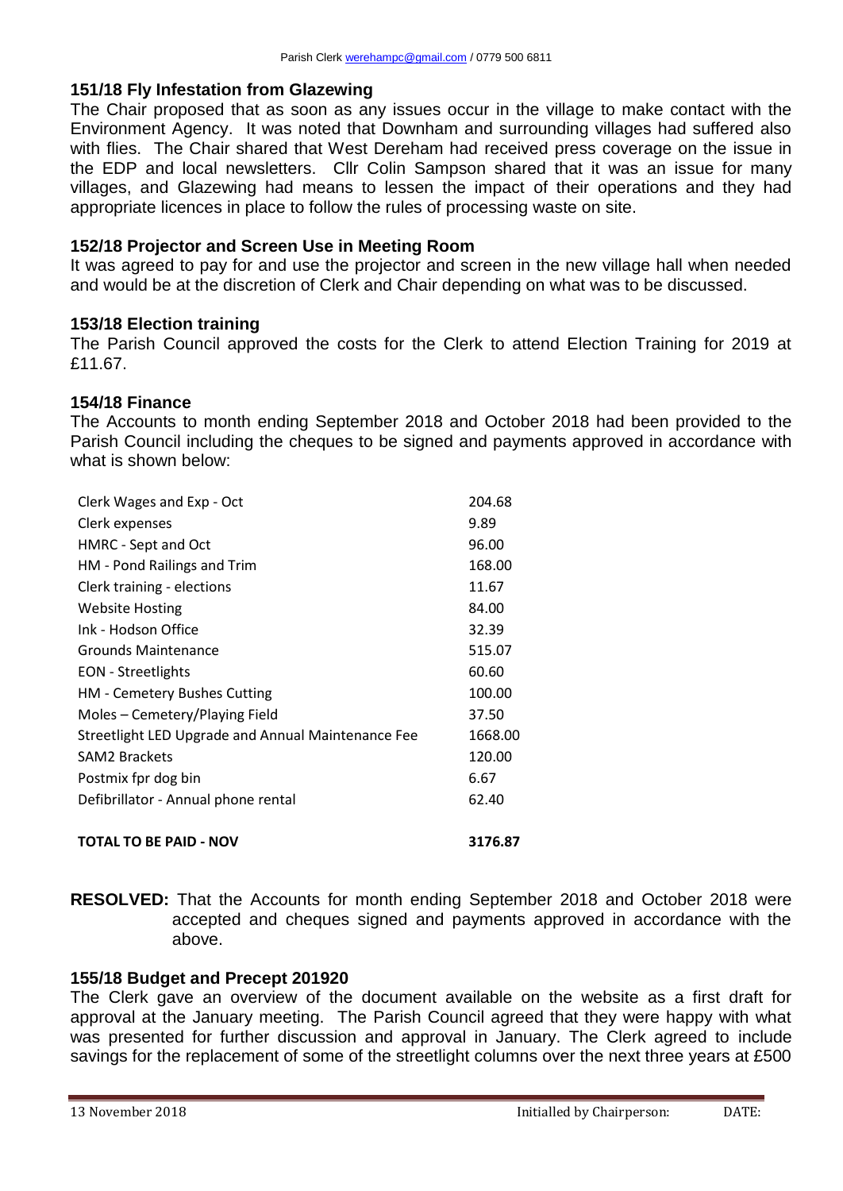### 151/18 Fly Infestation from Glazewing

The Chair proposed that as soon as any issues occur in the village to make contact with the Environment Agency. It was noted that Downham and surrounding villages had suffered also with flies. The Chair shared that West Dereham had received press coverage on the issue in the EDP and local newsletters. Cllr Colin Sampson shared that it was an issue for many villages, and Glazewing had means to lessen the impact of their operations and they had appropriate licences in place to follow the rules of processing waste on site.

### 152/18 Projector and Screen Use in Meeting Room

It was agreed to pay for and use the projector and screen in the new village hall when needed and would be at the discretion of Clerk and Chair depending on what was to be discussed.

### 153/18 Election training

The Parish Council approved the costs for the Clerk to attend Election Training for 2019 at £11.67.

### 154/18 Finance

The Accounts to month ending September 2018 and October 2018 had been provided to the Parish Council including the cheques to be signed and payments approved in accordance with what is shown below:

| | |
|---|---|
| Clerk Wages and Exp - Oct | 204.68 |
| Clerk expenses | 9.89 |
| HMRC - Sept and Oct | 96.00 |
| HM - Pond Railings and Trim | 168.00 |
| Clerk training - elections | 11.67 |
| Website Hosting | 84.00 |
| Ink - Hodson Office | 32.39 |
| Grounds Maintenance | 515.07 |
| EON - Streetlights | 60.60 |
| HM - Cemetery Bushes Cutting | 100.00 |
| Moles – Cemetery/Playing Field | 37.50 |
| Streetlight LED Upgrade and Annual Maintenance Fee | 1668.00 |
| SAM2 Brackets | 120.00 |
| Postmix fpr dog bin | 6.67 |
| Defibrillator - Annual phone rental | 62.40 |
| **TOTAL TO BE PAID - NOV** | **3176.87** |

**RESOLVED:** That the Accounts for month ending September 2018 and October 2018 were accepted and cheques signed and payments approved in accordance with the above.

### 155/18 Budget and Precept 201920

The Clerk gave an overview of the document available on the website as a first draft for approval at the January meeting. The Parish Council agreed that they were happy with what was presented for further discussion and approval in January. The Clerk agreed to include savings for the replacement of some of the streetlight columns over the next three years at £500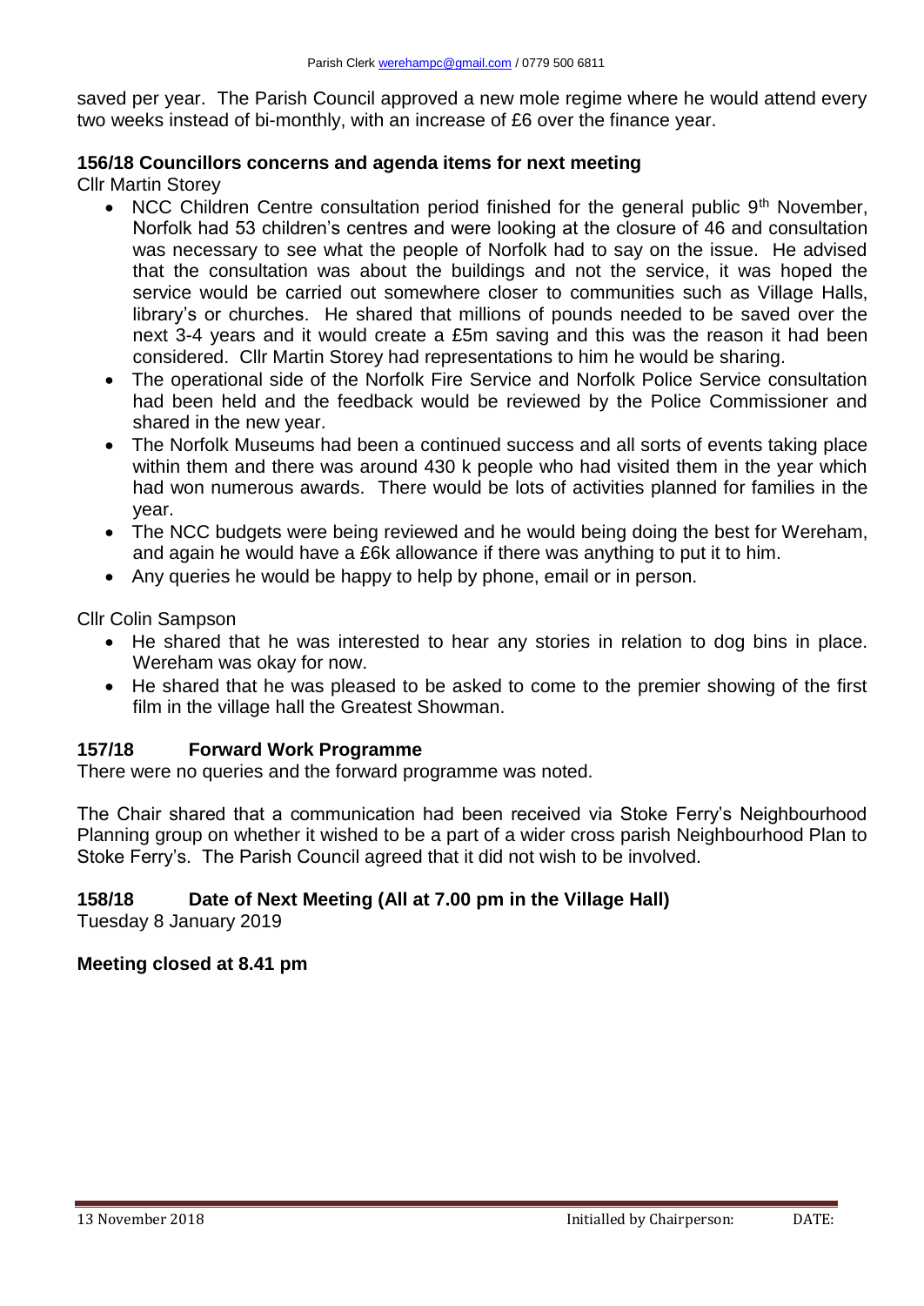saved per year. The Parish Council approved a new mole regime where he would attend every two weeks instead of bi-monthly, with an increase of £6 over the finance year.

### 156/18 Councillors concerns and agenda items for next meeting

Cllr Martin Storey

- NCC Children Centre consultation period finished for the general public 9th November, Norfolk had 53 children's centres and were looking at the closure of 46 and consultation was necessary to see what the people of Norfolk had to say on the issue. He advised that the consultation was about the buildings and not the service, it was hoped the service would be carried out somewhere closer to communities such as Village Halls, library's or churches. He shared that millions of pounds needed to be saved over the next 3-4 years and it would create a £5m saving and this was the reason it had been considered. Cllr Martin Storey had representations to him he would be sharing.
- The operational side of the Norfolk Fire Service and Norfolk Police Service consultation had been held and the feedback would be reviewed by the Police Commissioner and shared in the new year.
- The Norfolk Museums had been a continued success and all sorts of events taking place within them and there was around 430 k people who had visited them in the year which had won numerous awards. There would be lots of activities planned for families in the year.
- The NCC budgets were being reviewed and he would being doing the best for Wereham, and again he would have a £6k allowance if there was anything to put it to him.
- Any queries he would be happy to help by phone, email or in person.

Cllr Colin Sampson

- He shared that he was interested to hear any stories in relation to dog bins in place. Wereham was okay for now.
- He shared that he was pleased to be asked to come to the premier showing of the first film in the village hall the Greatest Showman.

### 157/18 Forward Work Programme

There were no queries and the forward programme was noted.

The Chair shared that a communication had been received via Stoke Ferry's Neighbourhood Planning group on whether it wished to be a part of a wider cross parish Neighbourhood Plan to Stoke Ferry's. The Parish Council agreed that it did not wish to be involved.

### 158/18 Date of Next Meeting (All at 7.00 pm in the Village Hall)

Tuesday 8 January 2019

**Meeting closed at 8.41 pm**